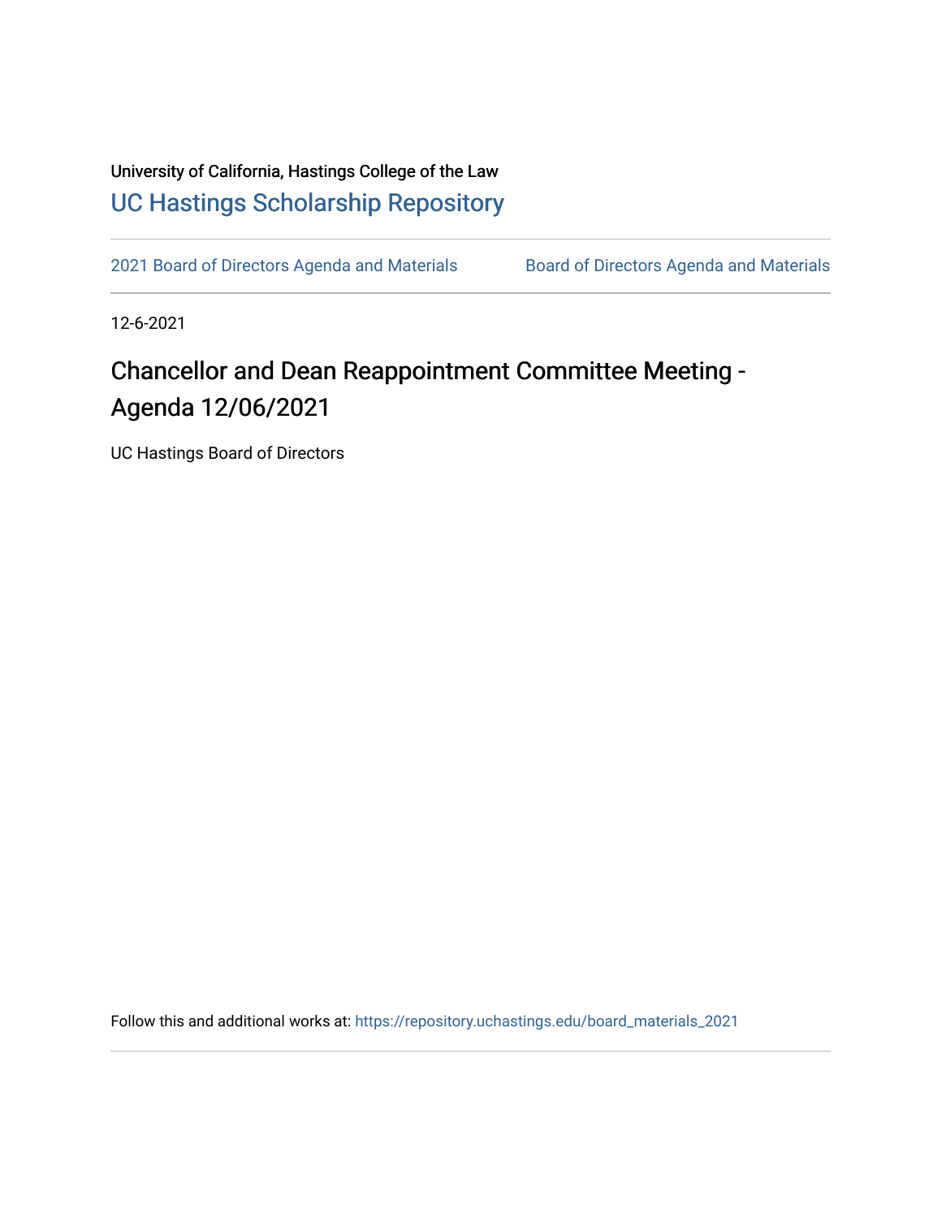University of California, Hastings College of the Law

[UC Hastings Scholarship Repository](https://repository.uchastings.edu)

[2021 Board of Directors Agenda and Materials](https://repository.uchastings.edu/board_materials_2021) | [Board of Directors Agenda and Materials](https://repository.uchastings.edu/board_materials)

12-6-2021

# Chancellor and Dean Reappointment Committee Meeting - Agenda 12/06/2021

UC Hastings Board of Directors

Follow this and additional works at: https://repository.uchastings.edu/board_materials_2021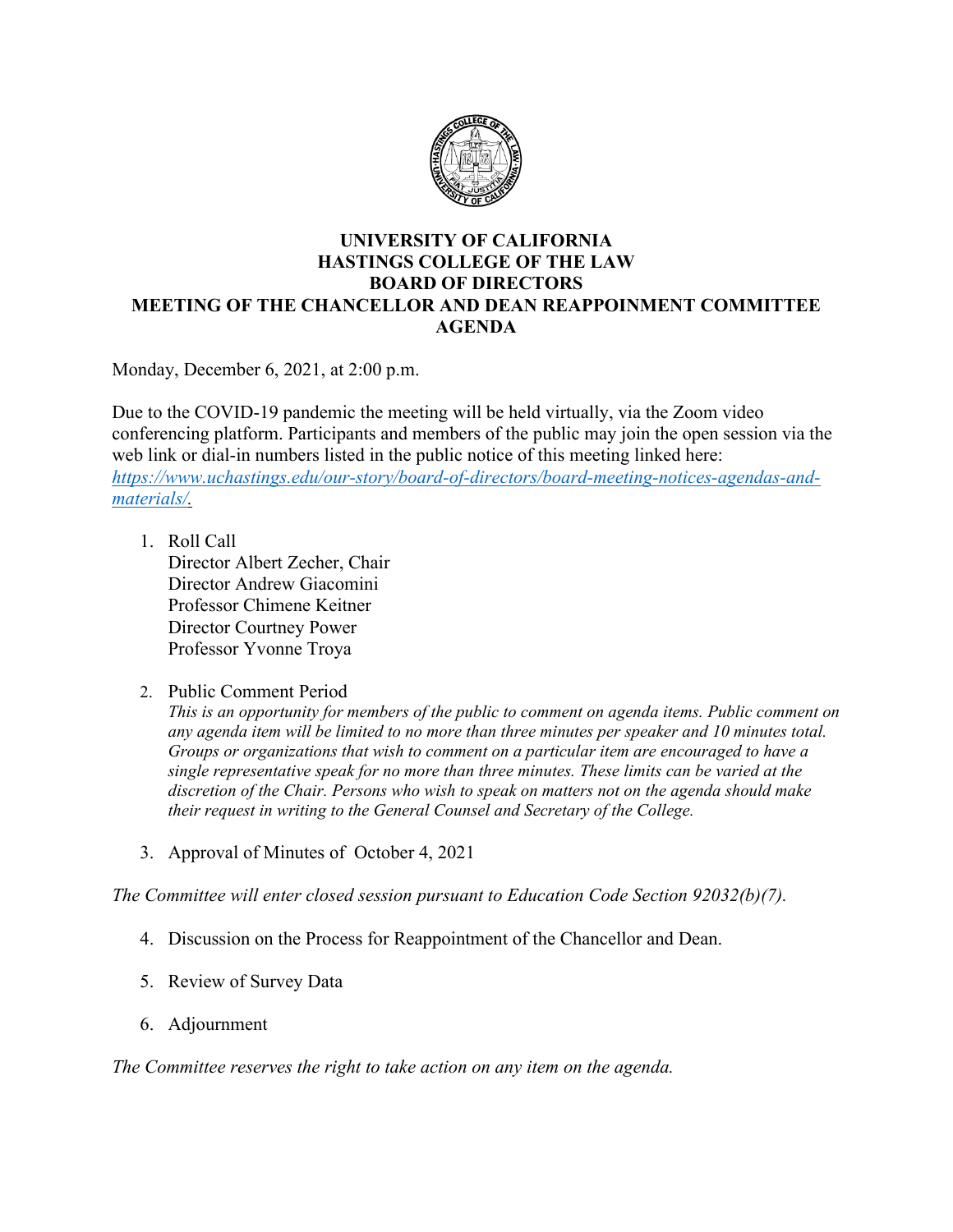# UNIVERSITY OF CALIFORNIA
# HASTINGS COLLEGE OF THE LAW
# BOARD OF DIRECTORS
# MEETING OF THE CHANCELLOR AND DEAN REAPPOINMENT COMMITTEE
# AGENDA

Monday, December 6, 2021, at 2:00 p.m.

Due to the COVID-19 pandemic the meeting will be held virtually, via the Zoom video conferencing platform. Participants and members of the public may join the open session via the web link or dial-in numbers listed in the public notice of this meeting linked here: *https://www.uchastings.edu/our-story/board-of-directors/board-meeting-notices-agendas-and-materials/.*

1. Roll Call
   Director Albert Zecher, Chair
   Director Andrew Giacomini
   Professor Chimene Keitner
   Director Courtney Power
   Professor Yvonne Troya

2. Public Comment Period
   *This is an opportunity for members of the public to comment on agenda items. Public comment on any agenda item will be limited to no more than three minutes per speaker and 10 minutes total. Groups or organizations that wish to comment on a particular item are encouraged to have a single representative speak for no more than three minutes. These limits can be varied at the discretion of the Chair. Persons who wish to speak on matters not on the agenda should make their request in writing to the General Counsel and Secretary of the College.*

3. Approval of Minutes of October 4, 2021

*The Committee will enter closed session pursuant to Education Code Section 92032(b)(7).*

4. Discussion on the Process for Reappointment of the Chancellor and Dean.

5. Review of Survey Data

6. Adjournment

*The Committee reserves the right to take action on any item on the agenda.*